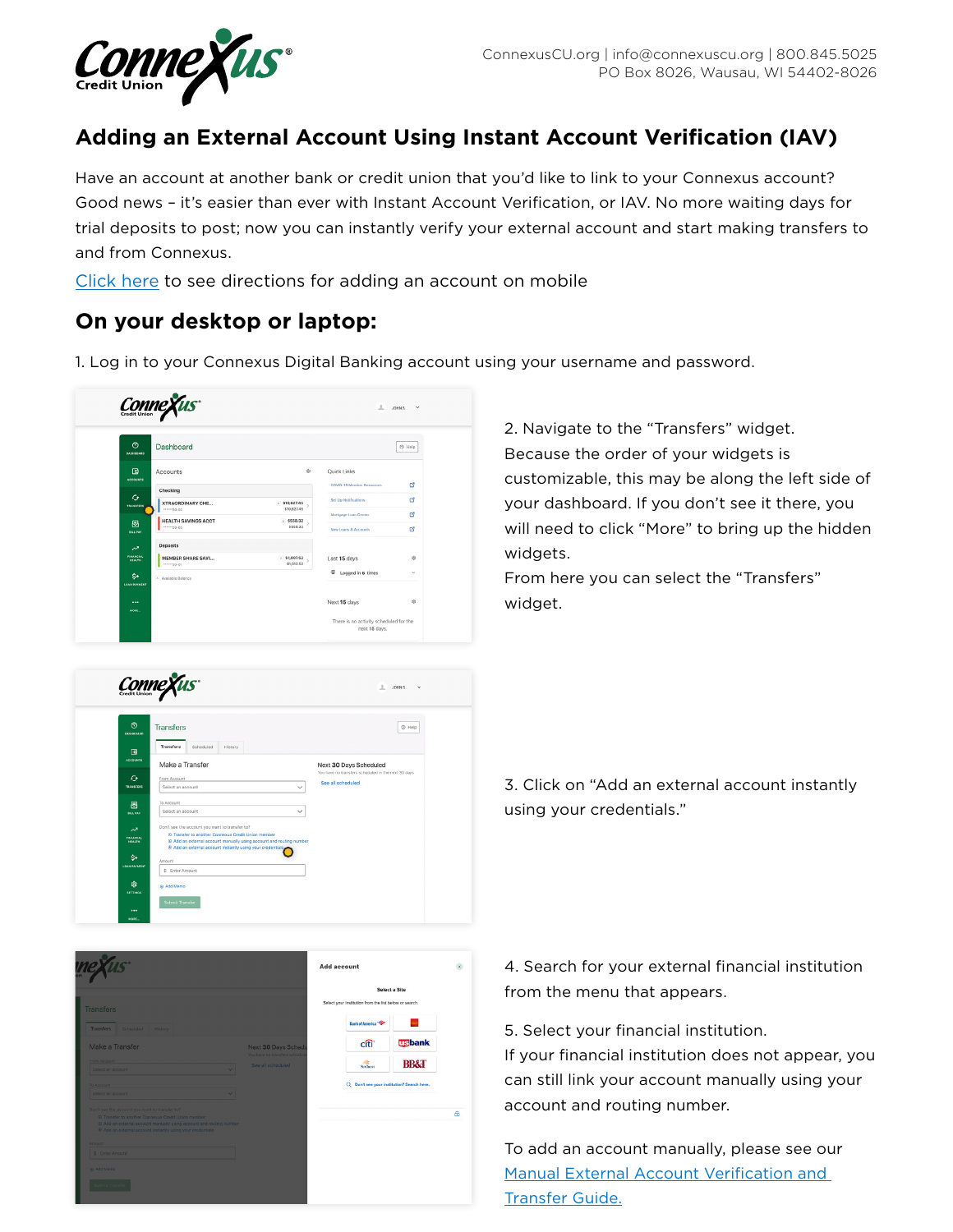ConnexusCU.org | info@connexuscu.org | 800.845.5025
PO Box 8026, Wausau, WI 54402-8026

# Adding an External Account Using Instant Account Verification (IAV)

Have an account at another bank or credit union that you'd like to link to your Connexus account? Good news – it's easier than ever with Instant Account Verification, or IAV. No more waiting days for trial deposits to post; now you can instantly verify your external account and start making transfers to and from Connexus.

Click here to see directions for adding an account on mobile

## On your desktop or laptop:

1. Log in to your Connexus Digital Banking account using your username and password.

2. Navigate to the "Transfers" widget. Because the order of your widgets is customizable, this may be along the left side of your dashboard. If you don't see it there, you will need to click "More" to bring up the hidden widgets. From here you can select the "Transfers" widget.

3. Click on "Add an external account instantly using your credentials."

4. Search for your external financial institution from the menu that appears.

5. Select your financial institution. If your financial institution does not appear, you can still link your account manually using your account and routing number.

To add an account manually, please see our Manual External Account Verification and Transfer Guide.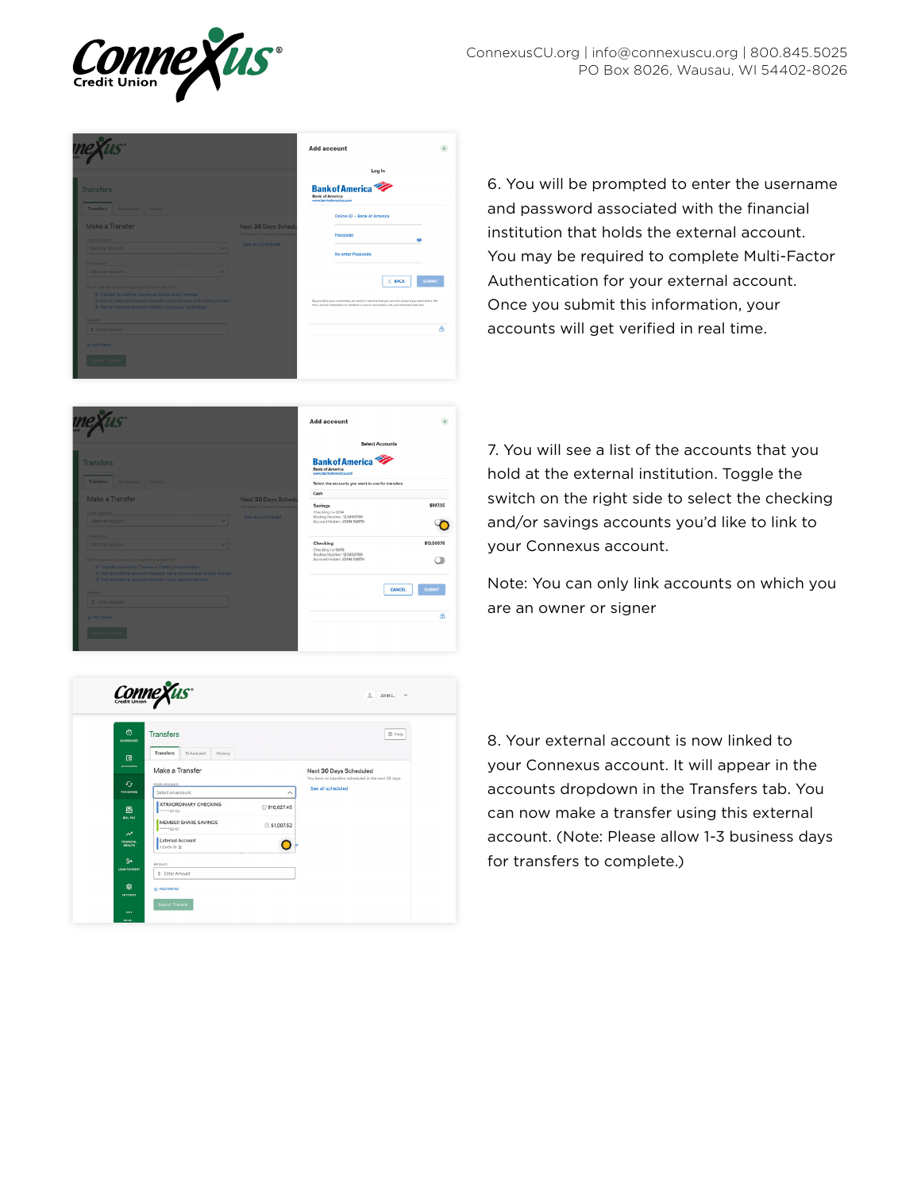6. You will be prompted to enter the username and password associated with the financial institution that holds the external account. You may be required to complete Multi-Factor Authentication for your external account. Once you submit this information, your accounts will get verified in real time.

7. You will see a list of the accounts that you hold at the external institution. Toggle the switch on the right side to select the checking and/or savings accounts you'd like to link to your Connexus account.

Note: You can only link accounts on which you are an owner or signer

8. Your external account is now linked to your Connexus account. It will appear in the accounts dropdown in the Transfers tab. You can now make a transfer using this external account. (Note: Please allow 1-3 business days for transfers to complete.)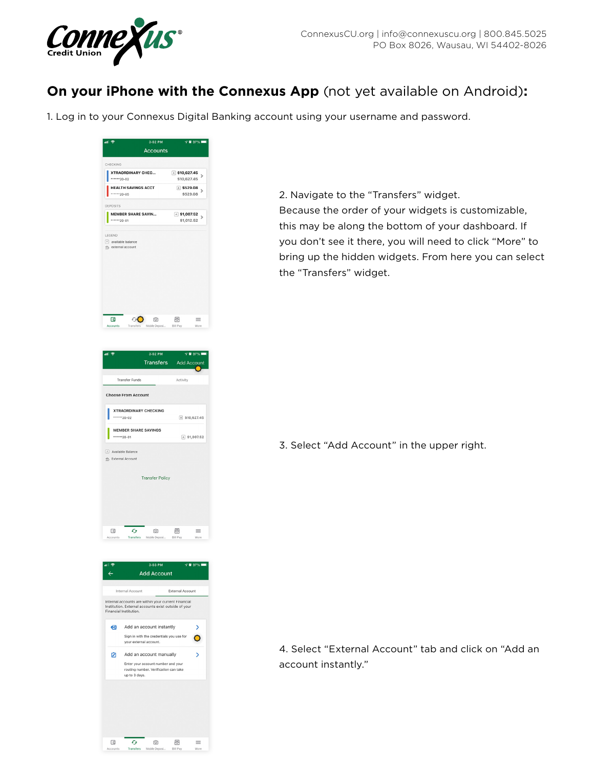**Connexus** Credit Union

ConnexusCU.org | info@connexuscu.org | 800.845.5025
PO Box 8026, Wausau, WI 54402-8026

## On your iPhone with the Connexus App (not yet available on Android):

1. Log in to your Connexus Digital Banking account using your username and password.

2. Navigate to the "Transfers" widget. Because the order of your widgets is customizable, this may be along the bottom of your dashboard. If you don't see it there, you will need to click "More" to bring up the hidden widgets. From here you can select the "Transfers" widget.

3. Select "Add Account" in the upper right.

4. Select "External Account" tab and click on "Add an account instantly."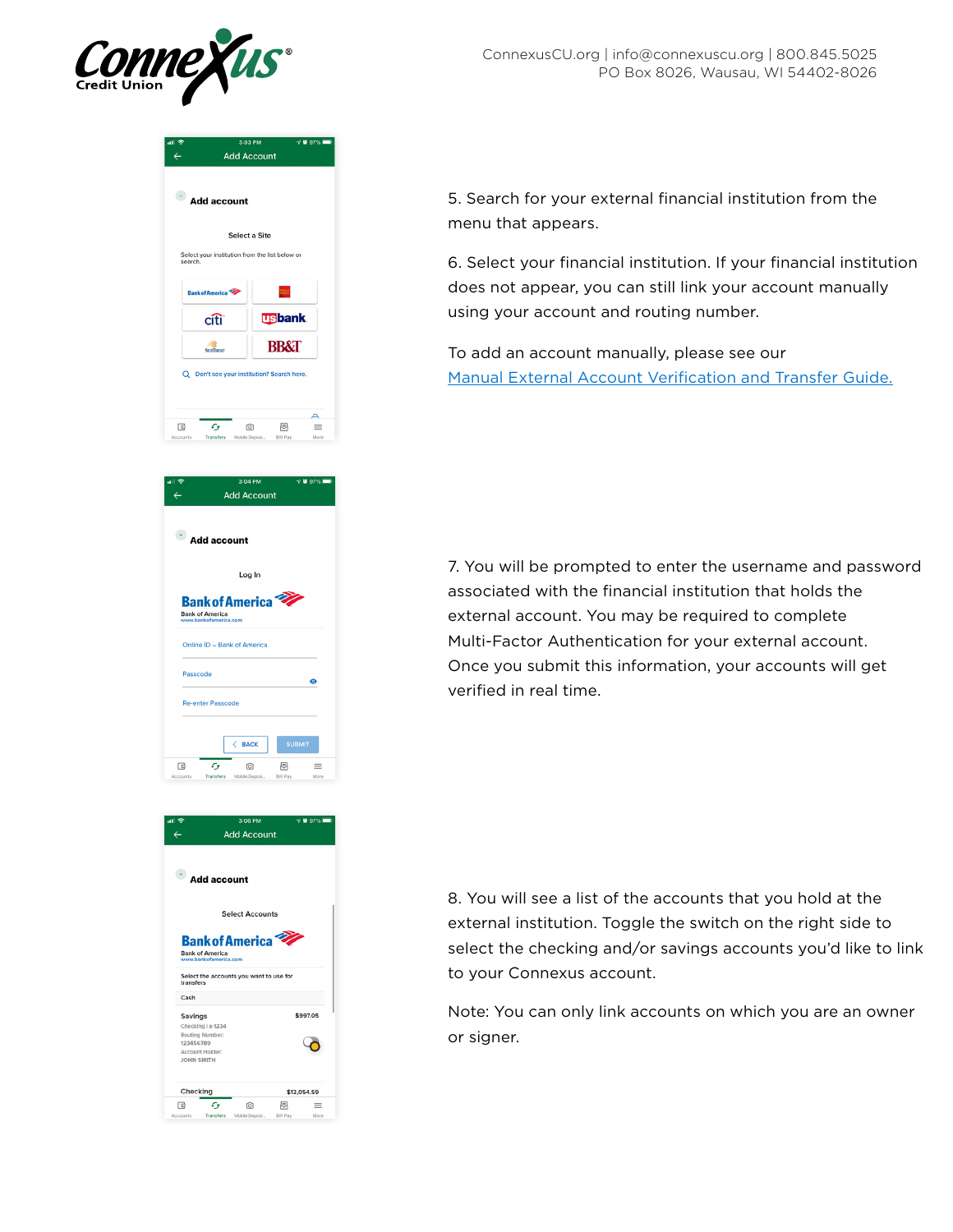5. Search for your external financial institution from the menu that appears.

6. Select your financial institution. If your financial institution does not appear, you can still link your account manually using your account and routing number.

To add an account manually, please see our [Manual External Account Verification and Transfer Guide.]()

7. You will be prompted to enter the username and password associated with the financial institution that holds the external account. You may be required to complete Multi-Factor Authentication for your external account. Once you submit this information, your accounts will get verified in real time.

8. You will see a list of the accounts that you hold at the external institution. Toggle the switch on the right side to select the checking and/or savings accounts you'd like to link to your Connexus account.

Note: You can only link accounts on which you are an owner or signer.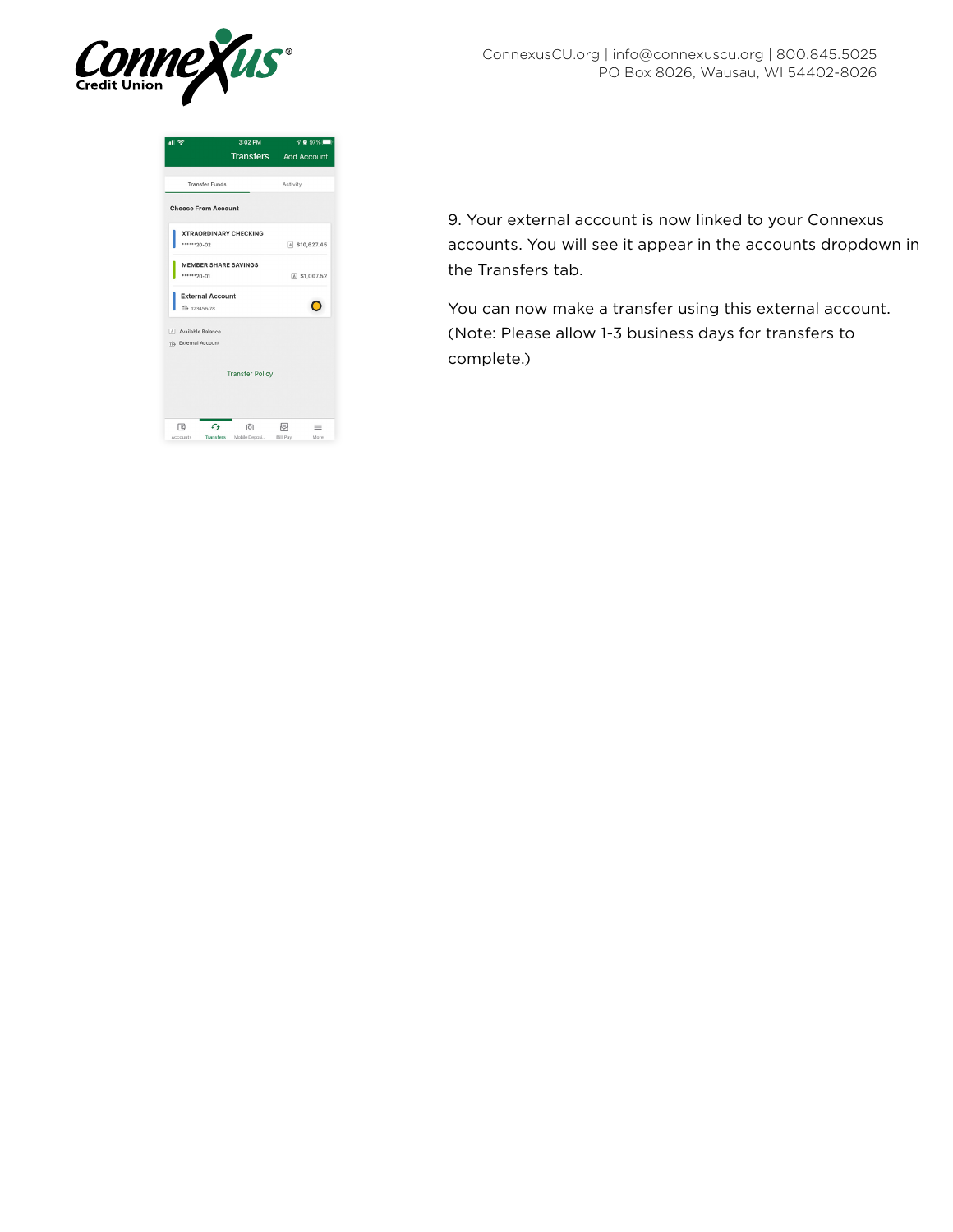9. Your external account is now linked to your Connexus accounts. You will see it appear in the accounts dropdown in the Transfers tab.

You can now make a transfer using this external account. (Note: Please allow 1-3 business days for transfers to complete.)